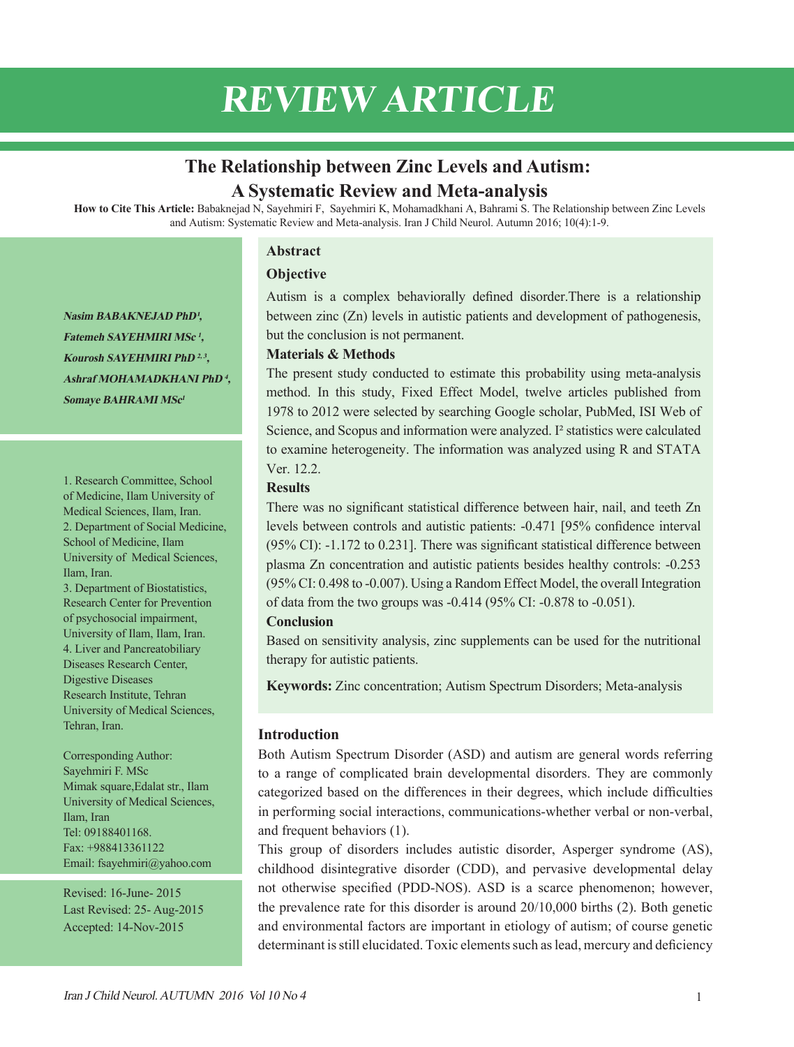# REVIEW ARTICLE

## The Relationship between Zinc Levels and Autism: A Systematic Review and Meta-analysis

**How to Cite This Article:** Babaknejad N, Sayehmiri F, Sayehmiri K, Mohamadkhani A, Bahrami S. The Relationship between Zinc Levels and Autism: Systematic Review and Meta-analysis. Iran J Child Neurol. Autumn 2016; 10(4):1-9.

***Nasim BABAKNEJAD PhD[1], Fatemeh SAYEHMIRI MSc [1], Kourosh SAYEHMIRI PhD [2, 3], Ashraf MOHAMADKHANI PhD [4], Somaye BAHRAMI MSc[1]***

1. Research Committee, School of Medicine, Ilam University of Medical Sciences, Ilam, Iran.
2. Department of Social Medicine, School of Medicine, Ilam University of Medical Sciences, Ilam, Iran.
3. Department of Biostatistics, Research Center for Prevention of psychosocial impairment, University of Ilam, Ilam, Iran.
4. Liver and Pancreatobiliary Diseases Research Center, Digestive Diseases Research Institute, Tehran University of Medical Sciences, Tehran, Iran.

Corresponding Author:
Sayehmiri F. MSc
Mimak square,Edalat str., Ilam University of Medical Sciences, Ilam, Iran
Tel: 09188401168.
Fax: +988413361122
Email: fsayehmiri@yahoo.com

Revised: 16-June- 2015
Last Revised: 25- Aug-2015
Accepted: 14-Nov-2015

### Abstract

#### Objective

Autism is a complex behaviorally defined disorder.There is a relationship between zinc (Zn) levels in autistic patients and development of pathogenesis, but the conclusion is not permanent.

#### Materials & Methods

The present study conducted to estimate this probability using meta-analysis method. In this study, Fixed Effect Model, twelve articles published from 1978 to 2012 were selected by searching Google scholar, PubMed, ISI Web of Science, and Scopus and information were analyzed. I² statistics were calculated to examine heterogeneity. The information was analyzed using R and STATA Ver. 12.2.

#### Results

There was no significant statistical difference between hair, nail, and teeth Zn levels between controls and autistic patients: -0.471 [95% confidence interval (95% CI): -1.172 to 0.231]. There was significant statistical difference between plasma Zn concentration and autistic patients besides healthy controls: -0.253 (95% CI: 0.498 to -0.007). Using a Random Effect Model, the overall Integration of data from the two groups was -0.414 (95% CI: -0.878 to -0.051).

#### Conclusion

Based on sensitivity analysis, zinc supplements can be used for the nutritional therapy for autistic patients.

**Keywords:** Zinc concentration; Autism Spectrum Disorders; Meta-analysis

### Introduction

Both Autism Spectrum Disorder (ASD) and autism are general words referring to a range of complicated brain developmental disorders. They are commonly categorized based on the differences in their degrees, which include difficulties in performing social interactions, communications-whether verbal or non-verbal, and frequent behaviors (1).

This group of disorders includes autistic disorder, Asperger syndrome (AS), childhood disintegrative disorder (CDD), and pervasive developmental delay not otherwise specified (PDD-NOS). ASD is a scarce phenomenon; however, the prevalence rate for this disorder is around 20/10,000 births (2). Both genetic and environmental factors are important in etiology of autism; of course genetic determinant is still elucidated. Toxic elements such as lead, mercury and deficiency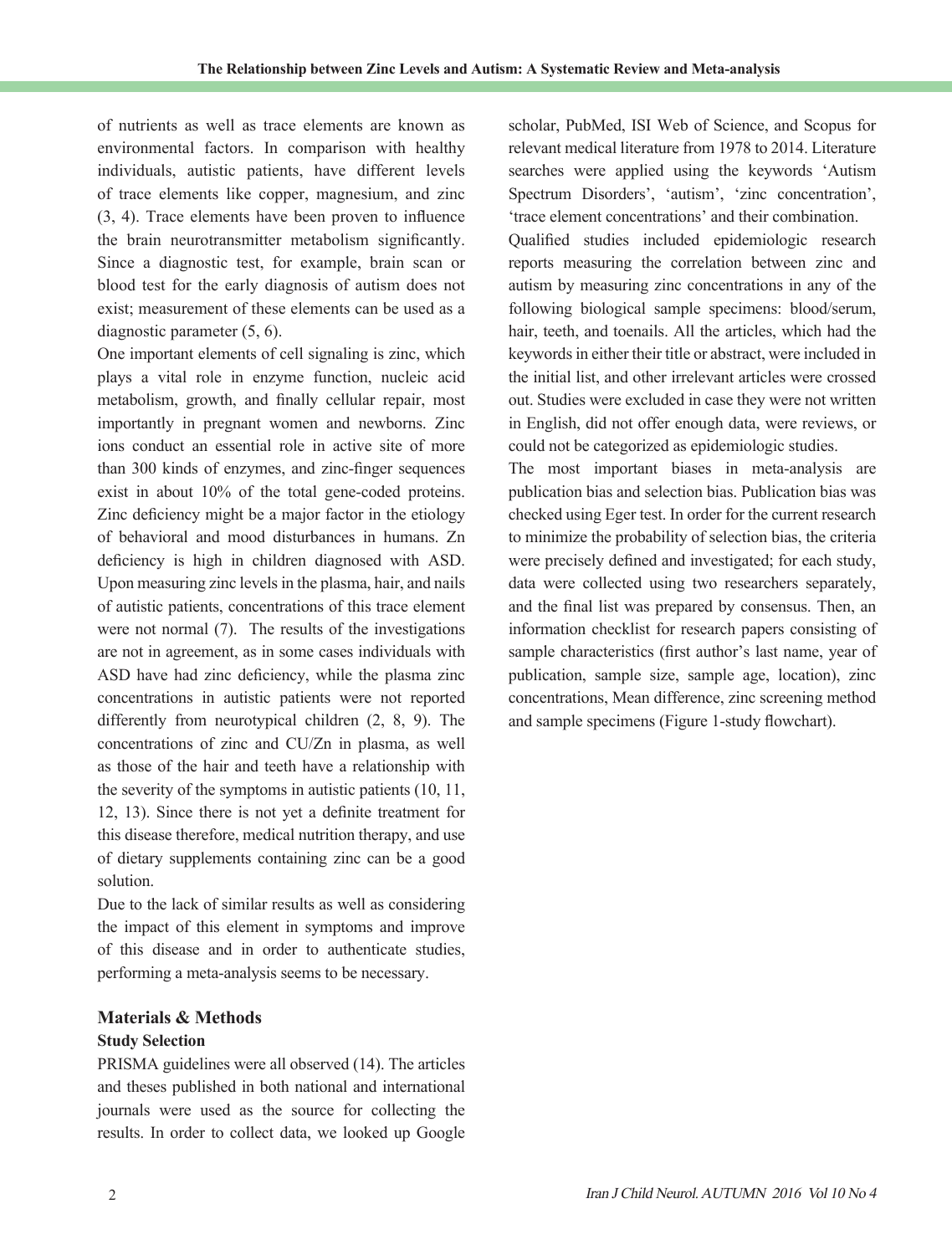of nutrients as well as trace elements are known as environmental factors. In comparison with healthy individuals, autistic patients, have different levels of trace elements like copper, magnesium, and zinc (3, 4). Trace elements have been proven to influence the brain neurotransmitter metabolism significantly. Since a diagnostic test, for example, brain scan or blood test for the early diagnosis of autism does not exist; measurement of these elements can be used as a diagnostic parameter (5, 6).

One important elements of cell signaling is zinc, which plays a vital role in enzyme function, nucleic acid metabolism, growth, and finally cellular repair, most importantly in pregnant women and newborns. Zinc ions conduct an essential role in active site of more than 300 kinds of enzymes, and zinc-finger sequences exist in about 10% of the total gene-coded proteins. Zinc deficiency might be a major factor in the etiology of behavioral and mood disturbances in humans. Zn deficiency is high in children diagnosed with ASD. Upon measuring zinc levels in the plasma, hair, and nails of autistic patients, concentrations of this trace element were not normal (7). The results of the investigations are not in agreement, as in some cases individuals with ASD have had zinc deficiency, while the plasma zinc concentrations in autistic patients were not reported differently from neurotypical children (2, 8, 9). The concentrations of zinc and CU/Zn in plasma, as well as those of the hair and teeth have a relationship with the severity of the symptoms in autistic patients (10, 11, 12, 13). Since there is not yet a definite treatment for this disease therefore, medical nutrition therapy, and use of dietary supplements containing zinc can be a good solution.

Due to the lack of similar results as well as considering the impact of this element in symptoms and improve of this disease and in order to authenticate studies, performing a meta-analysis seems to be necessary.

## Materials & Methods

### Study Selection

PRISMA guidelines were all observed (14). The articles and theses published in both national and international journals were used as the source for collecting the results. In order to collect data, we looked up Google scholar, PubMed, ISI Web of Science, and Scopus for relevant medical literature from 1978 to 2014. Literature searches were applied using the keywords 'Autism Spectrum Disorders', 'autism', 'zinc concentration', 'trace element concentrations' and their combination.

Qualified studies included epidemiologic research reports measuring the correlation between zinc and autism by measuring zinc concentrations in any of the following biological sample specimens: blood/serum, hair, teeth, and toenails. All the articles, which had the keywords in either their title or abstract, were included in the initial list, and other irrelevant articles were crossed out. Studies were excluded in case they were not written in English, did not offer enough data, were reviews, or could not be categorized as epidemiologic studies.

The most important biases in meta-analysis are publication bias and selection bias. Publication bias was checked using Eger test. In order for the current research to minimize the probability of selection bias, the criteria were precisely defined and investigated; for each study, data were collected using two researchers separately, and the final list was prepared by consensus. Then, an information checklist for research papers consisting of sample characteristics (first author's last name, year of publication, sample size, sample age, location), zinc concentrations, Mean difference, zinc screening method and sample specimens (Figure 1-study flowchart).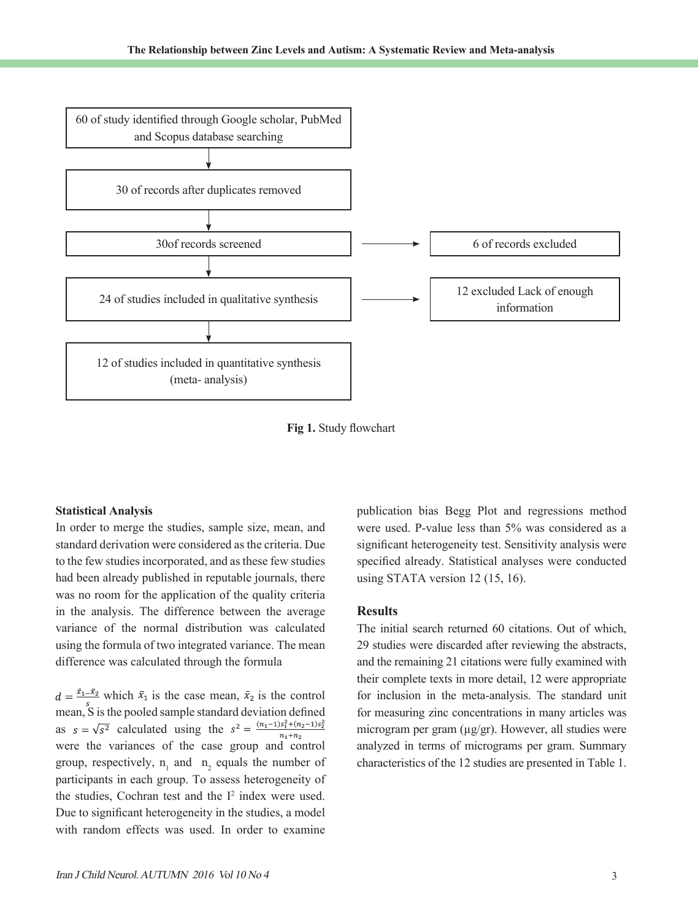60 of study identified through Google scholar, PubMed and Scopus database searching

30 of records after duplicates removed

30of records screened → 6 of records excluded

24 of studies included in qualitative synthesis → 12 excluded Lack of enough information

12 of studies included in quantitative synthesis (meta- analysis)

**Fig 1.** Study flowchart

### Statistical Analysis

In order to merge the studies, sample size, mean, and standard derivation were considered as the criteria. Due to the few studies incorporated, and as these few studies had been already published in reputable journals, there was no room for the application of the quality criteria in the analysis. The difference between the average variance of the normal distribution was calculated using the formula of two integrated variance. The mean difference was calculated through the formula

$d = \frac{\bar{x}_1 - \bar{x}_2}{s}$ which $\bar{x}_1$ is the case mean, $\bar{x}_2$ is the control mean, S is the pooled sample standard deviation defined as $s = \sqrt{s^2}$ calculated using the $s^2 = \frac{(n_1-1)s_1^2 + (n_2-1)s_2^2}{n_1+n_2}$ were the variances of the case group and control group, respectively, $n_1$ and $n_2$ equals the number of participants in each group. To assess heterogeneity of the studies, Cochran test and the $I^2$ index were used. Due to significant heterogeneity in the studies, a model with random effects was used. In order to examine publication bias Begg Plot and regressions method were used. P-value less than 5% was considered as a significant heterogeneity test. Sensitivity analysis were specified already. Statistical analyses were conducted using STATA version 12 (15, 16).

### Results

The initial search returned 60 citations. Out of which, 29 studies were discarded after reviewing the abstracts, and the remaining 21 citations were fully examined with their complete texts in more detail, 12 were appropriate for inclusion in the meta-analysis. The standard unit for measuring zinc concentrations in many articles was microgram per gram (µg/gr). However, all studies were analyzed in terms of micrograms per gram. Summary characteristics of the 12 studies are presented in Table 1.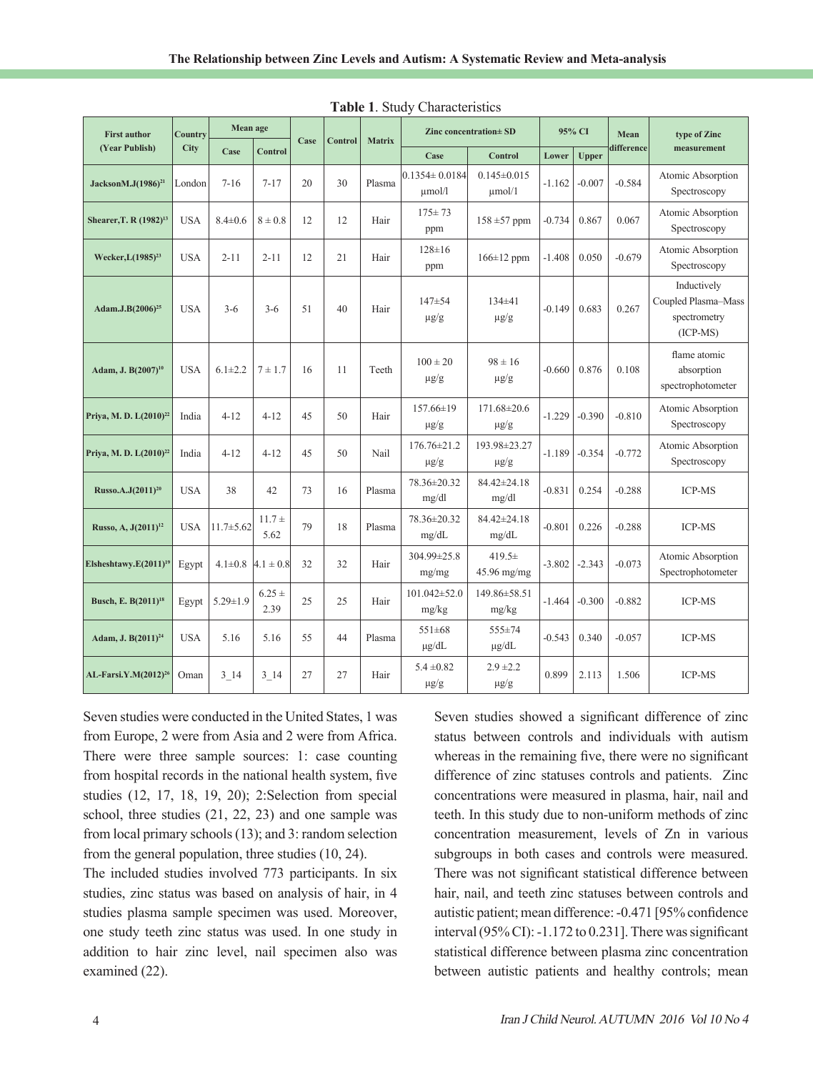**Table 1**. Study Characteristics

| First author (Year Publish) | Country City | Mean age | | Case | Control | Matrix | Zinc concentration± SD | | 95% CI | | Mean difference | type of Zinc measurement |
|---|---|---|---|---|---|---|---|---|---|---|---|---|
| | | Case | Control | | | | Case | Control | Lower | Upper | | |
| JacksonM.J(1986)[21] | London | 7-16 | 7-17 | 20 | 30 | Plasma | 0.1354± 0.0184 µmol/l | 0.145±0.015 µmol/l | -1.162 | -0.007 | -0.584 | Atomic Absorption Spectroscopy |
| Shearer,T. R (1982)[13] | USA | 8.4±0.6 | 8 ± 0.8 | 12 | 12 | Hair | 175± 73 ppm | 158 ±57 ppm | -0.734 | 0.867 | 0.067 | Atomic Absorption Spectroscopy |
| Wecker,L(1985)[23] | USA | 2-11 | 2-11 | 12 | 21 | Hair | 128±16 ppm | 166±12 ppm | -1.408 | 0.050 | -0.679 | Atomic Absorption Spectroscopy |
| Adam.J.B(2006)[25] | USA | 3-6 | 3-6 | 51 | 40 | Hair | 147±54 µg/g | 134±41 µg/g | -0.149 | 0.683 | 0.267 | Inductively Coupled Plasma–Mass spectrometry (ICP-MS) |
| Adam, J. B(2007)[10] | USA | 6.1±2.2 | 7 ± 1.7 | 16 | 11 | Teeth | 100 ± 20 µg/g | 98 ± 16 µg/g | -0.660 | 0.876 | 0.108 | flame atomic absorption spectrophotometer |
| Priya, M. D. L(2010)[22] | India | 4-12 | 4-12 | 45 | 50 | Hair | 157.66±19 µg/g | 171.68±20.6 µg/g | -1.229 | -0.390 | -0.810 | Atomic Absorption Spectroscopy |
| Priya, M. D. L(2010)[22] | India | 4-12 | 4-12 | 45 | 50 | Nail | 176.76±21.2 µg/g | 193.98±23.27 µg/g | -1.189 | -0.354 | -0.772 | Atomic Absorption Spectroscopy |
| Russo.A.J(2011)[20] | USA | 38 | 42 | 73 | 16 | Plasma | 78.36±20.32 mg/dl | 84.42±24.18 mg/dl | -0.831 | 0.254 | -0.288 | ICP-MS |
| Russo, A, J(2011)[12] | USA | 11.7±5.62 | 11.7 ± 5.62 | 79 | 18 | Plasma | 78.36±20.32 mg/dL | 84.42±24.18 mg/dL | -0.801 | 0.226 | -0.288 | ICP-MS |
| Elsheshtawy.E(2011)[19] | Egypt | 4.1±0.8 | 4.1 ± 0.8 | 32 | 32 | Hair | 304.99±25.8 mg/mg | 419.5± 45.96 mg/mg | -3.802 | -2.343 | -0.073 | Atomic Absorption Spectrophotometer |
| Busch, E. B(2011)[18] | Egypt | 5.29±1.9 | 6.25 ± 2.39 | 25 | 25 | Hair | 101.042±52.0 mg/kg | 149.86±58.51 mg/kg | -1.464 | -0.300 | -0.882 | ICP-MS |
| Adam, J. B(2011)[24] | USA | 5.16 | 5.16 | 55 | 44 | Plasma | 551±68 µg/dL | 555±74 µg/dL | -0.543 | 0.340 | -0.057 | ICP-MS |
| AL-Farsi.Y.M(2012)[26] | Oman | 3_14 | 3_14 | 27 | 27 | Hair | 5.4 ±0.82 µg/g | 2.9 ±2.2 µg/g | 0.899 | 2.113 | 1.506 | ICP-MS |

Seven studies were conducted in the United States, 1 was from Europe, 2 were from Asia and 2 were from Africa. There were three sample sources: 1: case counting from hospital records in the national health system, five studies (12, 17, 18, 19, 20); 2:Selection from special school, three studies (21, 22, 23) and one sample was from local primary schools (13); and 3: random selection from the general population, three studies (10, 24).

The included studies involved 773 participants. In six studies, zinc status was based on analysis of hair, in 4 studies plasma sample specimen was used. Moreover, one study teeth zinc status was used. In one study in addition to hair zinc level, nail specimen also was examined (22).

Seven studies showed a significant difference of zinc status between controls and individuals with autism whereas in the remaining five, there were no significant difference of zinc statuses controls and patients. Zinc concentrations were measured in plasma, hair, nail and teeth. In this study due to non-uniform methods of zinc concentration measurement, levels of Zn in various subgroups in both cases and controls were measured. There was not significant statistical difference between hair, nail, and teeth zinc statuses between controls and autistic patient; mean difference: -0.471 [95% confidence interval (95% CI): -1.172 to 0.231]. There was significant statistical difference between plasma zinc concentration between autistic patients and healthy controls; mean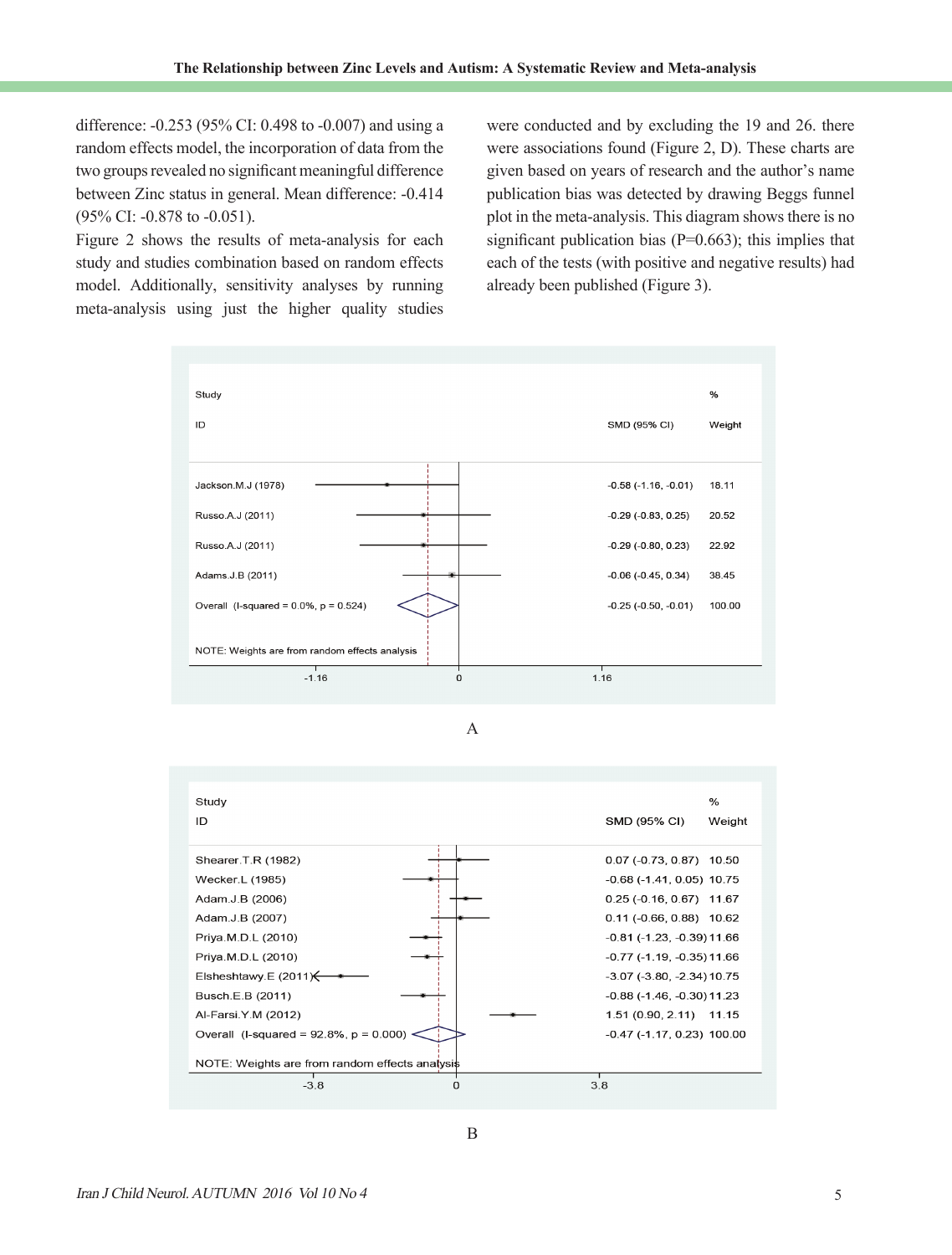difference: -0.253 (95% CI: 0.498 to -0.007) and using a random effects model, the incorporation of data from the two groups revealed no significant meaningful difference between Zinc status in general. Mean difference: -0.414 (95% CI: -0.878 to -0.051).

Figure 2 shows the results of meta-analysis for each study and studies combination based on random effects model. Additionally, sensitivity analyses by running meta-analysis using just the higher quality studies were conducted and by excluding the 19 and 26. there were associations found (Figure 2, D). These charts are given based on years of research and the author's name publication bias was detected by drawing Beggs funnel plot in the meta-analysis. This diagram shows there is no significant publication bias (P=0.663); this implies that each of the tests (with positive and negative results) had already been published (Figure 3).

| Study ID | SMD (95% CI) | % Weight |
|---|---|---|
| Jackson.M.J (1978) | -0.58 (-1.16, -0.01) | 18.11 |
| Russo.A.J (2011) | -0.29 (-0.83, 0.25) | 20.52 |
| Russo.A.J (2011) | -0.29 (-0.80, 0.23) | 22.92 |
| Adams.J.B (2011) | -0.06 (-0.45, 0.34) | 38.45 |
| Overall (I-squared = 0.0%, p = 0.524) | -0.25 (-0.50, -0.01) | 100.00 |

NOTE: Weights are from random effects analysis

A

| Study ID | SMD (95% CI) | % Weight |
|---|---|---|
| Shearer.T.R (1982) | 0.07 (-0.73, 0.87) | 10.50 |
| Wecker.L (1985) | -0.68 (-1.41, 0.05) | 10.75 |
| Adam.J.B (2006) | 0.25 (-0.16, 0.67) | 11.67 |
| Adam.J.B (2007) | 0.11 (-0.66, 0.88) | 10.62 |
| Priya.M.D.L (2010) | -0.81 (-1.23, -0.39) | 11.66 |
| Priya.M.D.L (2010) | -0.77 (-1.19, -0.35) | 11.66 |
| Elsheshtawy.E (2011) | -3.07 (-3.80, -2.34) | 10.75 |
| Busch.E.B (2011) | -0.88 (-1.46, -0.30) | 11.23 |
| Al-Farsi.Y.M (2012) | 1.51 (0.90, 2.11) | 11.15 |
| Overall (I-squared = 92.8%, p = 0.000) | -0.47 (-1.17, 0.23) | 100.00 |

NOTE: Weights are from random effects analysis

B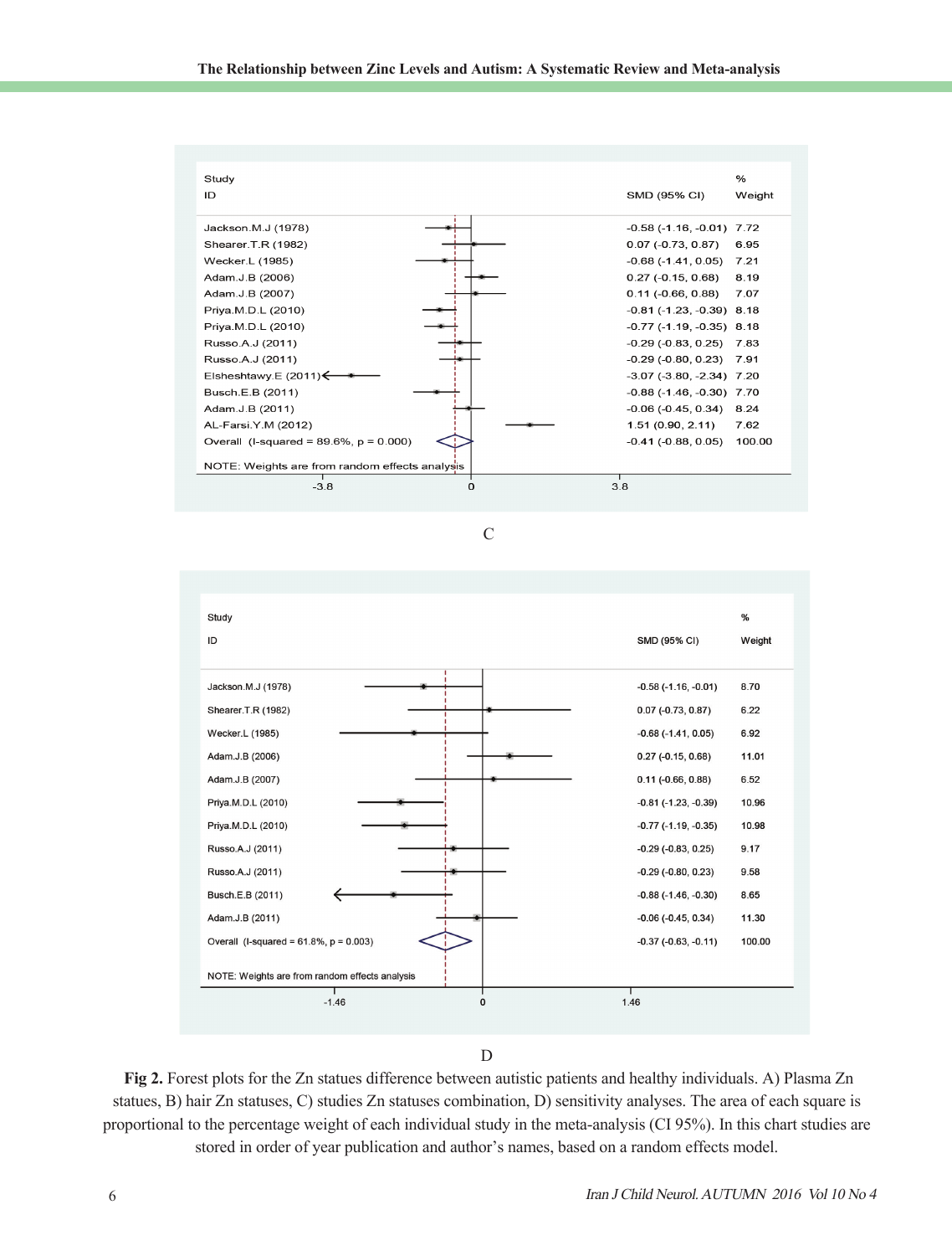| Study ID | SMD (95% CI) | % Weight |
|---|---|---|
| Jackson.M.J (1978) | -0.58 (-1.16, -0.01) | 7.72 |
| Shearer.T.R (1982) | 0.07 (-0.73, 0.87) | 6.95 |
| Wecker.L (1985) | -0.68 (-1.41, 0.05) | 7.21 |
| Adam.J.B (2006) | 0.27 (-0.15, 0.68) | 8.19 |
| Adam.J.B (2007) | 0.11 (-0.66, 0.88) | 7.07 |
| Priya.M.D.L (2010) | -0.81 (-1.23, -0.39) | 8.18 |
| Priya.M.D.L (2010) | -0.77 (-1.19, -0.35) | 8.18 |
| Russo.A.J (2011) | -0.29 (-0.83, 0.25) | 7.83 |
| Russo.A.J (2011) | -0.29 (-0.80, 0.23) | 7.91 |
| Elsheshtawy.E (2011) | -3.07 (-3.80, -2.34) | 7.20 |
| Busch.E.B (2011) | -0.88 (-1.46, -0.30) | 7.70 |
| Adam.J.B (2011) | -0.06 (-0.45, 0.34) | 8.24 |
| AL-Farsi.Y.M (2012) | 1.51 (0.90, 2.11) | 7.62 |
| Overall (I-squared = 89.6%, p = 0.000) | -0.41 (-0.88, 0.05) | 100.00 |

NOTE: Weights are from random effects analysis

C

| Study ID | SMD (95% CI) | % Weight |
|---|---|---|
| Jackson.M.J (1978) | -0.58 (-1.16, -0.01) | 8.70 |
| Shearer.T.R (1982) | 0.07 (-0.73, 0.87) | 6.22 |
| Wecker.L (1985) | -0.68 (-1.41, 0.05) | 6.92 |
| Adam.J.B (2006) | 0.27 (-0.15, 0.68) | 11.01 |
| Adam.J.B (2007) | 0.11 (-0.66, 0.88) | 6.52 |
| Priya.M.D.L (2010) | -0.81 (-1.23, -0.39) | 10.96 |
| Priya.M.D.L (2010) | -0.77 (-1.19, -0.35) | 10.98 |
| Russo.A.J (2011) | -0.29 (-0.83, 0.25) | 9.17 |
| Russo.A.J (2011) | -0.29 (-0.80, 0.23) | 9.58 |
| Busch.E.B (2011) | -0.88 (-1.46, -0.30) | 8.65 |
| Adam.J.B (2011) | -0.06 (-0.45, 0.34) | 11.30 |
| Overall (I-squared = 61.8%, p = 0.003) | -0.37 (-0.63, -0.11) | 100.00 |

NOTE: Weights are from random effects analysis

D

**Fig 2.** Forest plots for the Zn statues difference between autistic patients and healthy individuals. A) Plasma Zn statues, B) hair Zn statuses, C) studies Zn statuses combination, D) sensitivity analyses. The area of each square is proportional to the percentage weight of each individual study in the meta-analysis (CI 95%). In this chart studies are stored in order of year publication and author's names, based on a random effects model.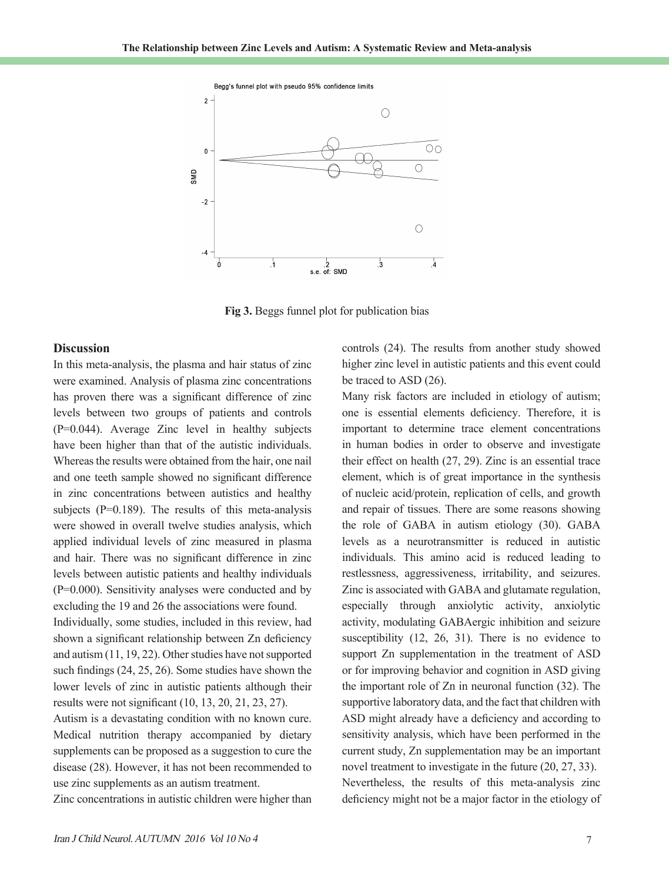Fig 3. Beggs funnel plot for publication bias

## Discussion

In this meta-analysis, the plasma and hair status of zinc were examined. Analysis of plasma zinc concentrations has proven there was a significant difference of zinc levels between two groups of patients and controls (P=0.044). Average Zinc level in healthy subjects have been higher than that of the autistic individuals. Whereas the results were obtained from the hair, one nail and one teeth sample showed no significant difference in zinc concentrations between autistics and healthy subjects (P=0.189). The results of this meta-analysis were showed in overall twelve studies analysis, which applied individual levels of zinc measured in plasma and hair. There was no significant difference in zinc levels between autistic patients and healthy individuals (P=0.000). Sensitivity analyses were conducted and by excluding the 19 and 26 the associations were found.

Individually, some studies, included in this review, had shown a significant relationship between Zn deficiency and autism (11, 19, 22). Other studies have not supported such findings (24, 25, 26). Some studies have shown the lower levels of zinc in autistic patients although their results were not significant (10, 13, 20, 21, 23, 27).

Autism is a devastating condition with no known cure. Medical nutrition therapy accompanied by dietary supplements can be proposed as a suggestion to cure the disease (28). However, it has not been recommended to use zinc supplements as an autism treatment.

Zinc concentrations in autistic children were higher than controls (24). The results from another study showed higher zinc level in autistic patients and this event could be traced to ASD (26).

Many risk factors are included in etiology of autism; one is essential elements deficiency. Therefore, it is important to determine trace element concentrations in human bodies in order to observe and investigate their effect on health (27, 29). Zinc is an essential trace element, which is of great importance in the synthesis of nucleic acid/protein, replication of cells, and growth and repair of tissues. There are some reasons showing the role of GABA in autism etiology (30). GABA levels as a neurotransmitter is reduced in autistic individuals. This amino acid is reduced leading to restlessness, aggressiveness, irritability, and seizures. Zinc is associated with GABA and glutamate regulation, especially through anxiolytic activity, anxiolytic activity, modulating GABAergic inhibition and seizure susceptibility (12, 26, 31). There is no evidence to support Zn supplementation in the treatment of ASD or for improving behavior and cognition in ASD giving the important role of Zn in neuronal function (32). The supportive laboratory data, and the fact that children with ASD might already have a deficiency and according to sensitivity analysis, which have been performed in the current study, Zn supplementation may be an important novel treatment to investigate in the future (20, 27, 33).

Nevertheless, the results of this meta-analysis zinc deficiency might not be a major factor in the etiology of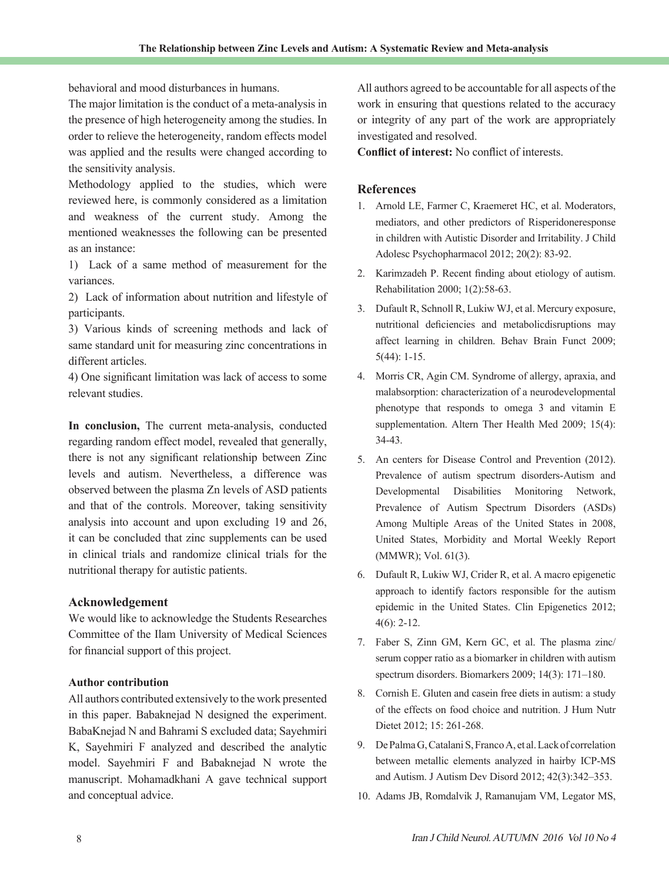behavioral and mood disturbances in humans.

The major limitation is the conduct of a meta-analysis in the presence of high heterogeneity among the studies. In order to relieve the heterogeneity, random effects model was applied and the results were changed according to the sensitivity analysis.

Methodology applied to the studies, which were reviewed here, is commonly considered as a limitation and weakness of the current study. Among the mentioned weaknesses the following can be presented as an instance:

1) Lack of a same method of measurement for the variances.

2) Lack of information about nutrition and lifestyle of participants.

3) Various kinds of screening methods and lack of same standard unit for measuring zinc concentrations in different articles.

4) One significant limitation was lack of access to some relevant studies.

**In conclusion,** The current meta-analysis, conducted regarding random effect model, revealed that generally, there is not any significant relationship between Zinc levels and autism. Nevertheless, a difference was observed between the plasma Zn levels of ASD patients and that of the controls. Moreover, taking sensitivity analysis into account and upon excluding 19 and 26, it can be concluded that zinc supplements can be used in clinical trials and randomize clinical trials for the nutritional therapy for autistic patients.

### Acknowledgement

We would like to acknowledge the Students Researches Committee of the Ilam University of Medical Sciences for financial support of this project.

### Author contribution

All authors contributed extensively to the work presented in this paper. Babaknejad N designed the experiment. BabaKnejad N and Bahrami S excluded data; Sayehmiri K, Sayehmiri F analyzed and described the analytic model. Sayehmiri F and Babaknejad N wrote the manuscript. Mohamadkhani A gave technical support and conceptual advice.

All authors agreed to be accountable for all aspects of the work in ensuring that questions related to the accuracy or integrity of any part of the work are appropriately investigated and resolved.

**Conflict of interest:** No conflict of interests.

## References

1. Arnold LE, Farmer C, Kraemeret HC, et al. Moderators, mediators, and other predictors of Risperidoneresponse in children with Autistic Disorder and Irritability. J Child Adolesc Psychopharmacol 2012; 20(2): 83-92.
2. Karimzadeh P. Recent finding about etiology of autism. Rehabilitation 2000; 1(2):58-63.
3. Dufault R, Schnoll R, Lukiw WJ, et al. Mercury exposure, nutritional deficiencies and metabolicdisruptions may affect learning in children. Behav Brain Funct 2009; 5(44): 1-15.
4. Morris CR, Agin CM. Syndrome of allergy, apraxia, and malabsorption: characterization of a neurodevelopmental phenotype that responds to omega 3 and vitamin E supplementation. Altern Ther Health Med 2009; 15(4): 34-43.
5. An centers for Disease Control and Prevention (2012). Prevalence of autism spectrum disorders-Autism and Developmental Disabilities Monitoring Network, Prevalence of Autism Spectrum Disorders (ASDs) Among Multiple Areas of the United States in 2008, United States, Morbidity and Mortal Weekly Report (MMWR); Vol. 61(3).
6. Dufault R, Lukiw WJ, Crider R, et al. A macro epigenetic approach to identify factors responsible for the autism epidemic in the United States. Clin Epigenetics 2012; 4(6): 2-12.
7. Faber S, Zinn GM, Kern GC, et al. The plasma zinc/serum copper ratio as a biomarker in children with autism spectrum disorders. Biomarkers 2009; 14(3): 171–180.
8. Cornish E. Gluten and casein free diets in autism: a study of the effects on food choice and nutrition. J Hum Nutr Dietet 2012; 15: 261-268.
9. De Palma G, Catalani S, Franco A, et al. Lack of correlation between metallic elements analyzed in hairby ICP-MS and Autism. J Autism Dev Disord 2012; 42(3):342–353.
10. Adams JB, Romdalvik J, Ramanujam VM, Legator MS,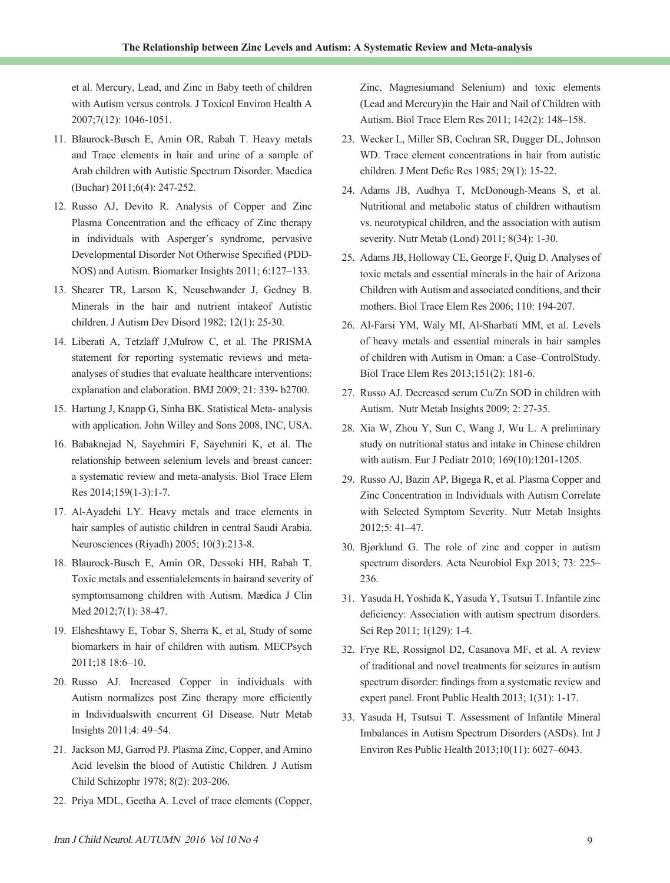et al. Mercury, Lead, and Zinc in Baby teeth of children with Autism versus controls. J Toxicol Environ Health A 2007;7(12): 1046-1051.

11. Blaurock-Busch E, Amin OR, Rabah T. Heavy metals and Trace elements in hair and urine of a sample of Arab children with Autistic Spectrum Disorder. Maedica (Buchar) 2011;6(4): 247-252.
12. Russo AJ, Devito R. Analysis of Copper and Zinc Plasma Concentration and the efficacy of Zinc therapy in individuals with Asperger's syndrome, pervasive Developmental Disorder Not Otherwise Specified (PDD-NOS) and Autism. Biomarker Insights 2011; 6:127–133.
13. Shearer TR, Larson K, Neuschwander J, Gedney B. Minerals in the hair and nutrient intakeof Autistic children. J Autism Dev Disord 1982; 12(1): 25-30.
14. Liberati A, Tetzlaff J,Mulrow C, et al. The PRISMA statement for reporting systematic reviews and meta-analyses of studies that evaluate healthcare interventions: explanation and elaboration. BMJ 2009; 21: 339- b2700.
15. Hartung J, Knapp G, Sinha BK. Statistical Meta- analysis with application. John Willey and Sons 2008, INC, USA.
16. Babaknejad N, Sayehmiri F, Sayehmiri K, et al. The relationship between selenium levels and breast cancer: a systematic review and meta-analysis. Biol Trace Elem Res 2014;159(1-3):1-7.
17. Al-Ayadehi LY. Heavy metals and trace elements in hair samples of autistic children in central Saudi Arabia. Neurosciences (Riyadh) 2005; 10(3):213-8.
18. Blaurock-Busch E, Amin OR, Dessoki HH, Rabah T. Toxic metals and essentialelements in hairand severity of symptomsamong children with Autism. Mædica J Clin Med 2012;7(1): 38-47.
19. Elsheshtawy E, Tobar S, Sherra K, et al, Study of some biomarkers in hair of children with autism. MECPsych 2011;18 18:6–10.
20. Russo AJ. Increased Copper in individuals with Autism normalizes post Zinc therapy more efficiently in Individualswith cncurrent GI Disease. Nutr Metab Insights 2011;4: 49–54.
21. Jackson MJ, Garrod PJ. Plasma Zinc, Copper, and Amino Acid levelsin the blood of Autistic Children. J Autism Child Schizophr 1978; 8(2): 203-206.
22. Priya MDL, Geetha A. Level of trace elements (Copper, Zinc, Magnesiumand Selenium) and toxic elements (Lead and Mercury)in the Hair and Nail of Children with Autism. Biol Trace Elem Res 2011; 142(2): 148–158.
23. Wecker L, Miller SB, Cochran SR, Dugger DL, Johnson WD. Trace element concentrations in hair from autistic children. J Ment Defic Res 1985; 29(1): 15-22.
24. Adams JB, Audhya T, McDonough-Means S, et al. Nutritional and metabolic status of children withautism vs. neurotypical children, and the association with autism severity. Nutr Metab (Lond) 2011; 8(34): 1-30.
25. Adams JB, Holloway CE, George F, Quig D. Analyses of toxic metals and essential minerals in the hair of Arizona Children with Autism and associated conditions, and their mothers. Biol Trace Elem Res 2006; 110: 194-207.
26. Al-Farsi YM, Waly MI, Al-Sharbati MM, et al. Levels of heavy metals and essential minerals in hair samples of children with Autism in Oman: a Case–ControlStudy. Biol Trace Elem Res 2013;151(2): 181-6.
27. Russo AJ. Decreased serum Cu/Zn SOD in children with Autism. Nutr Metab Insights 2009; 2: 27-35.
28. Xia W, Zhou Y, Sun C, Wang J, Wu L. A preliminary study on nutritional status and intake in Chinese children with autism. Eur J Pediatr 2010; 169(10):1201-1205.
29. Russo AJ, Bazin AP, Bigega R, et al. Plasma Copper and Zinc Concentration in Individuals with Autism Correlate with Selected Symptom Severity. Nutr Metab Insights 2012;5: 41–47.
30. Bjørklund G. The role of zinc and copper in autism spectrum disorders. Acta Neurobiol Exp 2013; 73: 225–236.
31. Yasuda H, Yoshida K, Yasuda Y, Tsutsui T. Infantile zinc deficiency: Association with autism spectrum disorders. Sci Rep 2011; 1(129): 1-4.
32. Frye RE, Rossignol D2, Casanova MF, et al. A review of traditional and novel treatments for seizures in autism spectrum disorder: findings from a systematic review and expert panel. Front Public Health 2013; 1(31): 1-17.
33. Yasuda H, Tsutsui T. Assessment of Infantile Mineral Imbalances in Autism Spectrum Disorders (ASDs). Int J Environ Res Public Health 2013;10(11): 6027–6043.